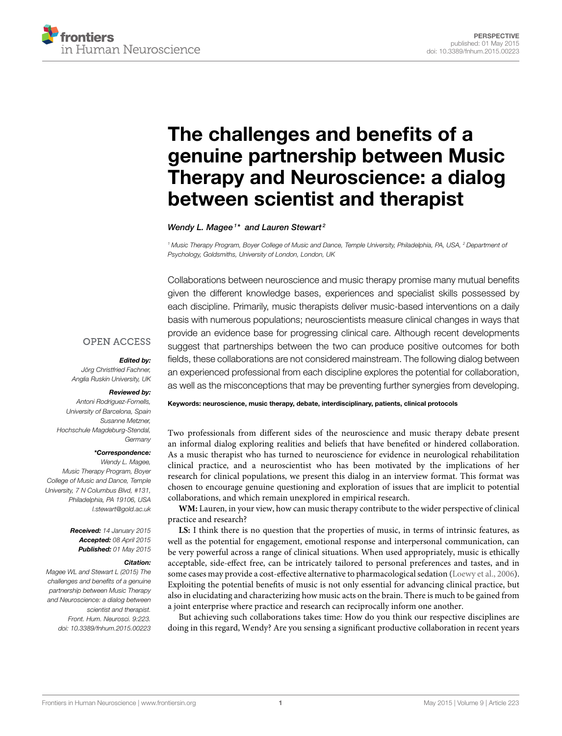PERSPECTIVE
published: 01 May 2015
doi: 10.3389/fnhum.2015.00223

# The challenges and benefits of a genuine partnership between Music Therapy and Neuroscience: a dialog between scientist and therapist

*Wendy L. Magee[1]\* and Lauren Stewart[2]*

[1] Music Therapy Program, Boyer College of Music and Dance, Temple University, Philadelphia, PA, USA, [2] Department of Psychology, Goldsmiths, University of London, London, UK

Collaborations between neuroscience and music therapy promise many mutual benefits given the different knowledge bases, experiences and specialist skills possessed by each discipline. Primarily, music therapists deliver music-based interventions on a daily basis with numerous populations; neuroscientists measure clinical changes in ways that provide an evidence base for progressing clinical care. Although recent developments suggest that partnerships between the two can produce positive outcomes for both fields, these collaborations are not considered mainstream. The following dialog between an experienced professional from each discipline explores the potential for collaboration, as well as the misconceptions that may be preventing further synergies from developing.

**Keywords:** neuroscience, music therapy, debate, interdisciplinary, patients, clinical protocols

OPEN ACCESS

***Edited by:***
Jörg Christfried Fachner, Anglia Ruskin University, UK

***Reviewed by:***
Antoni Rodriguez-Fornells, University of Barcelona, Spain
Susanne Metzner, Hochschule Magdeburg-Stendal, Germany

***\*Correspondence:***
Wendy L. Magee, Music Therapy Program, Boyer College of Music and Dance, Temple University, 7 N Columbus Blvd, #131, Philadelphia, PA 19106, USA
l.stewart@gold.ac.uk

***Received:*** 14 January 2015
***Accepted:*** 08 April 2015
***Published:*** 01 May 2015

***Citation:***
Magee WL and Stewart L (2015) The challenges and benefits of a genuine partnership between Music Therapy and Neuroscience: a dialog between scientist and therapist. Front. Hum. Neurosci. 9:223. doi: 10.3389/fnhum.2015.00223

Two professionals from different sides of the neuroscience and music therapy debate present an informal dialog exploring realities and beliefs that have benefited or hindered collaboration. As a music therapist who has turned to neuroscience for evidence in neurological rehabilitation clinical practice, and a neuroscientist who has been motivated by the implications of her research for clinical populations, we present this dialog in an interview format. This format was chosen to encourage genuine questioning and exploration of issues that are implicit to potential collaborations, and which remain unexplored in empirical research.

**WM:** Lauren, in your view, how can music therapy contribute to the wider perspective of clinical practice and research?

**LS:** I think there is no question that the properties of music, in terms of intrinsic features, as well as the potential for engagement, emotional response and interpersonal communication, can be very powerful across a range of clinical situations. When used appropriately, music is ethically acceptable, side-effect free, can be intricately tailored to personal preferences and tastes, and in some cases may provide a cost-effective alternative to pharmacological sedation (Loewy et al., 2006). Exploiting the potential benefits of music is not only essential for advancing clinical practice, but also in elucidating and characterizing how music acts on the brain. There is much to be gained from a joint enterprise where practice and research can reciprocally inform one another.

But achieving such collaborations takes time: How do you think our respective disciplines are doing in this regard, Wendy? Are you sensing a significant productive collaboration in recent years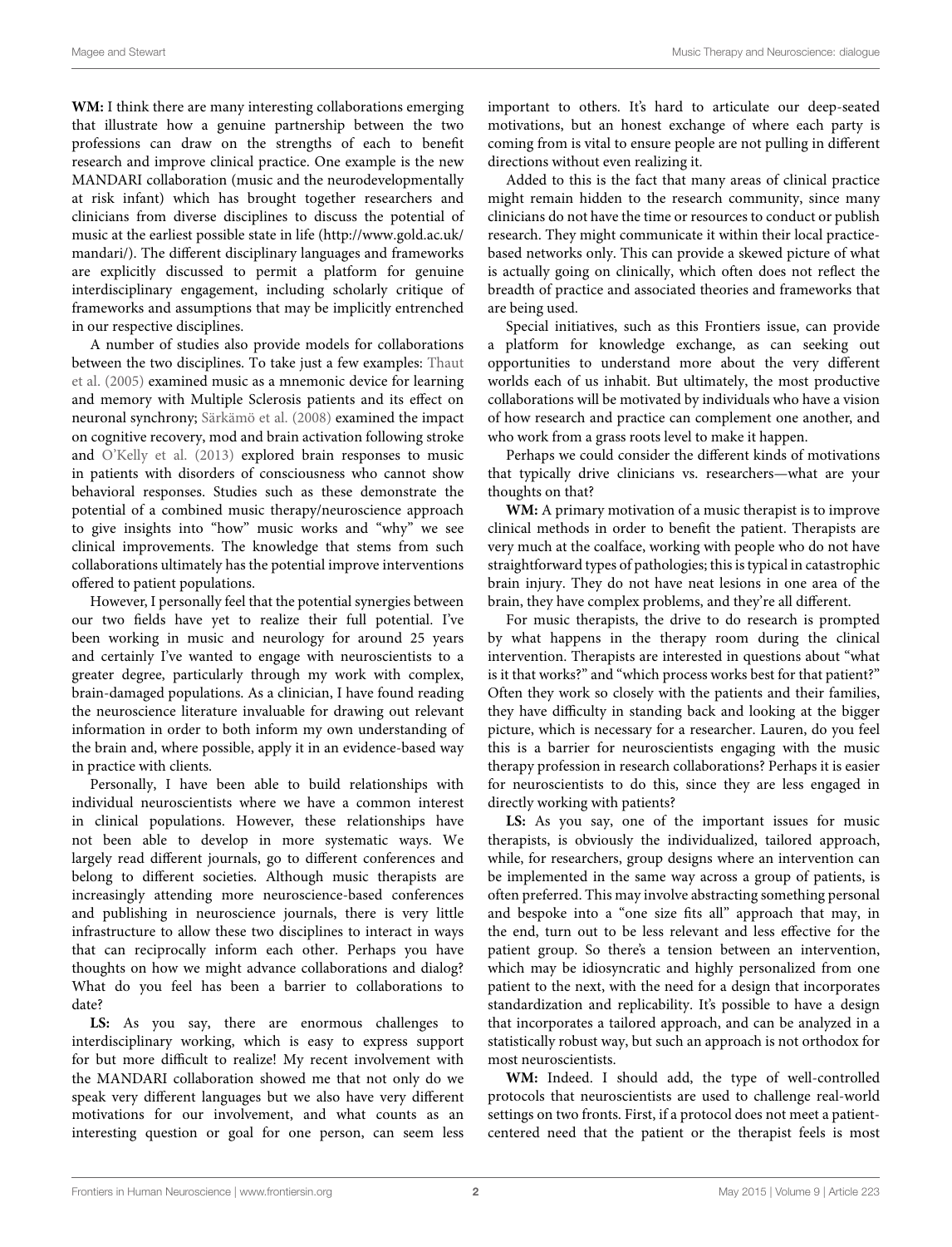**WM:** I think there are many interesting collaborations emerging that illustrate how a genuine partnership between the two professions can draw on the strengths of each to benefit research and improve clinical practice. One example is the new MANDARI collaboration (music and the neurodevelopmentally at risk infant) which has brought together researchers and clinicians from diverse disciplines to discuss the potential of music at the earliest possible state in life (http://www.gold.ac.uk/mandari/). The different disciplinary languages and frameworks are explicitly discussed to permit a platform for genuine interdisciplinary engagement, including scholarly critique of frameworks and assumptions that may be implicitly entrenched in our respective disciplines.

A number of studies also provide models for collaborations between the two disciplines. To take just a few examples: Thaut et al. (2005) examined music as a mnemonic device for learning and memory with Multiple Sclerosis patients and its effect on neuronal synchrony; Särkämö et al. (2008) examined the impact on cognitive recovery, mod and brain activation following stroke and O'Kelly et al. (2013) explored brain responses to music in patients with disorders of consciousness who cannot show behavioral responses. Studies such as these demonstrate the potential of a combined music therapy/neuroscience approach to give insights into "how" music works and "why" we see clinical improvements. The knowledge that stems from such collaborations ultimately has the potential improve interventions offered to patient populations.

However, I personally feel that the potential synergies between our two fields have yet to realize their full potential. I've been working in music and neurology for around 25 years and certainly I've wanted to engage with neuroscientists to a greater degree, particularly through my work with complex, brain-damaged populations. As a clinician, I have found reading the neuroscience literature invaluable for drawing out relevant information in order to both inform my own understanding of the brain and, where possible, apply it in an evidence-based way in practice with clients.

Personally, I have been able to build relationships with individual neuroscientists where we have a common interest in clinical populations. However, these relationships have not been able to develop in more systematic ways. We largely read different journals, go to different conferences and belong to different societies. Although music therapists are increasingly attending more neuroscience-based conferences and publishing in neuroscience journals, there is very little infrastructure to allow these two disciplines to interact in ways that can reciprocally inform each other. Perhaps you have thoughts on how we might advance collaborations and dialog? What do you feel has been a barrier to collaborations to date?

**LS:** As you say, there are enormous challenges to interdisciplinary working, which is easy to express support for but more difficult to realize! My recent involvement with the MANDARI collaboration showed me that not only do we speak very different languages but we also have very different motivations for our involvement, and what counts as an interesting question or goal for one person, can seem less important to others. It's hard to articulate our deep-seated motivations, but an honest exchange of where each party is coming from is vital to ensure people are not pulling in different directions without even realizing it.

Added to this is the fact that many areas of clinical practice might remain hidden to the research community, since many clinicians do not have the time or resources to conduct or publish research. They might communicate it within their local practice-based networks only. This can provide a skewed picture of what is actually going on clinically, which often does not reflect the breadth of practice and associated theories and frameworks that are being used.

Special initiatives, such as this Frontiers issue, can provide a platform for knowledge exchange, as can seeking out opportunities to understand more about the very different worlds each of us inhabit. But ultimately, the most productive collaborations will be motivated by individuals who have a vision of how research and practice can complement one another, and who work from a grass roots level to make it happen.

Perhaps we could consider the different kinds of motivations that typically drive clinicians vs. researchers—what are your thoughts on that?

**WM:** A primary motivation of a music therapist is to improve clinical methods in order to benefit the patient. Therapists are very much at the coalface, working with people who do not have straightforward types of pathologies; this is typical in catastrophic brain injury. They do not have neat lesions in one area of the brain, they have complex problems, and they're all different.

For music therapists, the drive to do research is prompted by what happens in the therapy room during the clinical intervention. Therapists are interested in questions about "what is it that works?" and "which process works best for that patient?" Often they work so closely with the patients and their families, they have difficulty in standing back and looking at the bigger picture, which is necessary for a researcher. Lauren, do you feel this is a barrier for neuroscientists engaging with the music therapy profession in research collaborations? Perhaps it is easier for neuroscientists to do this, since they are less engaged in directly working with patients?

**LS:** As you say, one of the important issues for music therapists, is obviously the individualized, tailored approach, while, for researchers, group designs where an intervention can be implemented in the same way across a group of patients, is often preferred. This may involve abstracting something personal and bespoke into a "one size fits all" approach that may, in the end, turn out to be less relevant and less effective for the patient group. So there's a tension between an intervention, which may be idiosyncratic and highly personalized from one patient to the next, with the need for a design that incorporates standardization and replicability. It's possible to have a design that incorporates a tailored approach, and can be analyzed in a statistically robust way, but such an approach is not orthodox for most neuroscientists.

**WM:** Indeed. I should add, the type of well-controlled protocols that neuroscientists are used to challenge real-world settings on two fronts. First, if a protocol does not meet a patient-centered need that the patient or the therapist feels is most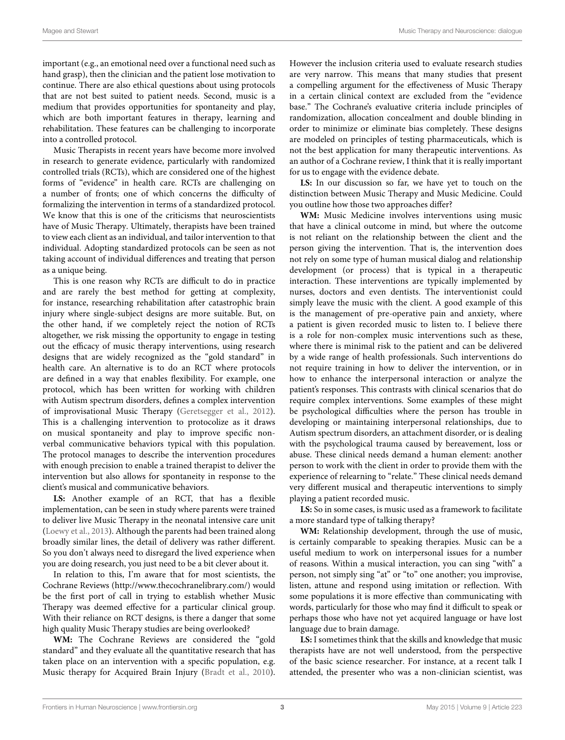important (e.g., an emotional need over a functional need such as hand grasp), then the clinician and the patient lose motivation to continue. There are also ethical questions about using protocols that are not best suited to patient needs. Second, music is a medium that provides opportunities for spontaneity and play, which are both important features in therapy, learning and rehabilitation. These features can be challenging to incorporate into a controlled protocol.

Music Therapists in recent years have become more involved in research to generate evidence, particularly with randomized controlled trials (RCTs), which are considered one of the highest forms of "evidence" in health care. RCTs are challenging on a number of fronts; one of which concerns the difficulty of formalizing the intervention in terms of a standardized protocol. We know that this is one of the criticisms that neuroscientists have of Music Therapy. Ultimately, therapists have been trained to view each client as an individual, and tailor intervention to that individual. Adopting standardized protocols can be seen as not taking account of individual differences and treating that person as a unique being.

This is one reason why RCTs are difficult to do in practice and are rarely the best method for getting at complexity, for instance, researching rehabilitation after catastrophic brain injury where single-subject designs are more suitable. But, on the other hand, if we completely reject the notion of RCTs altogether, we risk missing the opportunity to engage in testing out the efficacy of music therapy interventions, using research designs that are widely recognized as the "gold standard" in health care. An alternative is to do an RCT where protocols are defined in a way that enables flexibility. For example, one protocol, which has been written for working with children with Autism spectrum disorders, defines a complex intervention of improvisational Music Therapy (Geretsegger et al., 2012). This is a challenging intervention to protocolize as it draws on musical spontaneity and play to improve specific non-verbal communicative behaviors typical with this population. The protocol manages to describe the intervention procedures with enough precision to enable a trained therapist to deliver the intervention but also allows for spontaneity in response to the client's musical and communicative behaviors.

**LS:** Another example of an RCT, that has a flexible implementation, can be seen in study where parents were trained to deliver live Music Therapy in the neonatal intensive care unit (Loewy et al., 2013). Although the parents had been trained along broadly similar lines, the detail of delivery was rather different. So you don't always need to disregard the lived experience when you are doing research, you just need to be a bit clever about it.

In relation to this, I'm aware that for most scientists, the Cochrane Reviews (http://www.thecochranelibrary.com/) would be the first port of call in trying to establish whether Music Therapy was deemed effective for a particular clinical group. With their reliance on RCT designs, is there a danger that some high quality Music Therapy studies are being overlooked?

**WM:** The Cochrane Reviews are considered the "gold standard" and they evaluate all the quantitative research that has taken place on an intervention with a specific population, e.g. Music therapy for Acquired Brain Injury (Bradt et al., 2010). However the inclusion criteria used to evaluate research studies are very narrow. This means that many studies that present a compelling argument for the effectiveness of Music Therapy in a certain clinical context are excluded from the "evidence base." The Cochrane's evaluative criteria include principles of randomization, allocation concealment and double blinding in order to minimize or eliminate bias completely. These designs are modeled on principles of testing pharmaceuticals, which is not the best application for many therapeutic interventions. As an author of a Cochrane review, I think that it is really important for us to engage with the evidence debate.

**LS:** In our discussion so far, we have yet to touch on the distinction between Music Therapy and Music Medicine. Could you outline how those two approaches differ?

**WM:** Music Medicine involves interventions using music that have a clinical outcome in mind, but where the outcome is not reliant on the relationship between the client and the person giving the intervention. That is, the intervention does not rely on some type of human musical dialog and relationship development (or process) that is typical in a therapeutic interaction. These interventions are typically implemented by nurses, doctors and even dentists. The interventionist could simply leave the music with the client. A good example of this is the management of pre-operative pain and anxiety, where a patient is given recorded music to listen to. I believe there is a role for non-complex music interventions such as these, where there is minimal risk to the patient and can be delivered by a wide range of health professionals. Such interventions do not require training in how to deliver the intervention, or in how to enhance the interpersonal interaction or analyze the patient's responses. This contrasts with clinical scenarios that do require complex interventions. Some examples of these might be psychological difficulties where the person has trouble in developing or maintaining interpersonal relationships, due to Autism spectrum disorders, an attachment disorder, or is dealing with the psychological trauma caused by bereavement, loss or abuse. These clinical needs demand a human element: another person to work with the client in order to provide them with the experience of relearning to "relate." These clinical needs demand very different musical and therapeutic interventions to simply playing a patient recorded music.

**LS:** So in some cases, is music used as a framework to facilitate a more standard type of talking therapy?

**WM:** Relationship development, through the use of music, is certainly comparable to speaking therapies. Music can be a useful medium to work on interpersonal issues for a number of reasons. Within a musical interaction, you can sing "with" a person, not simply sing "at" or "to" one another; you improvise, listen, attune and respond using imitation or reflection. With some populations it is more effective than communicating with words, particularly for those who may find it difficult to speak or perhaps those who have not yet acquired language or have lost language due to brain damage.

**LS:** I sometimes think that the skills and knowledge that music therapists have are not well understood, from the perspective of the basic science researcher. For instance, at a recent talk I attended, the presenter who was a non-clinician scientist, was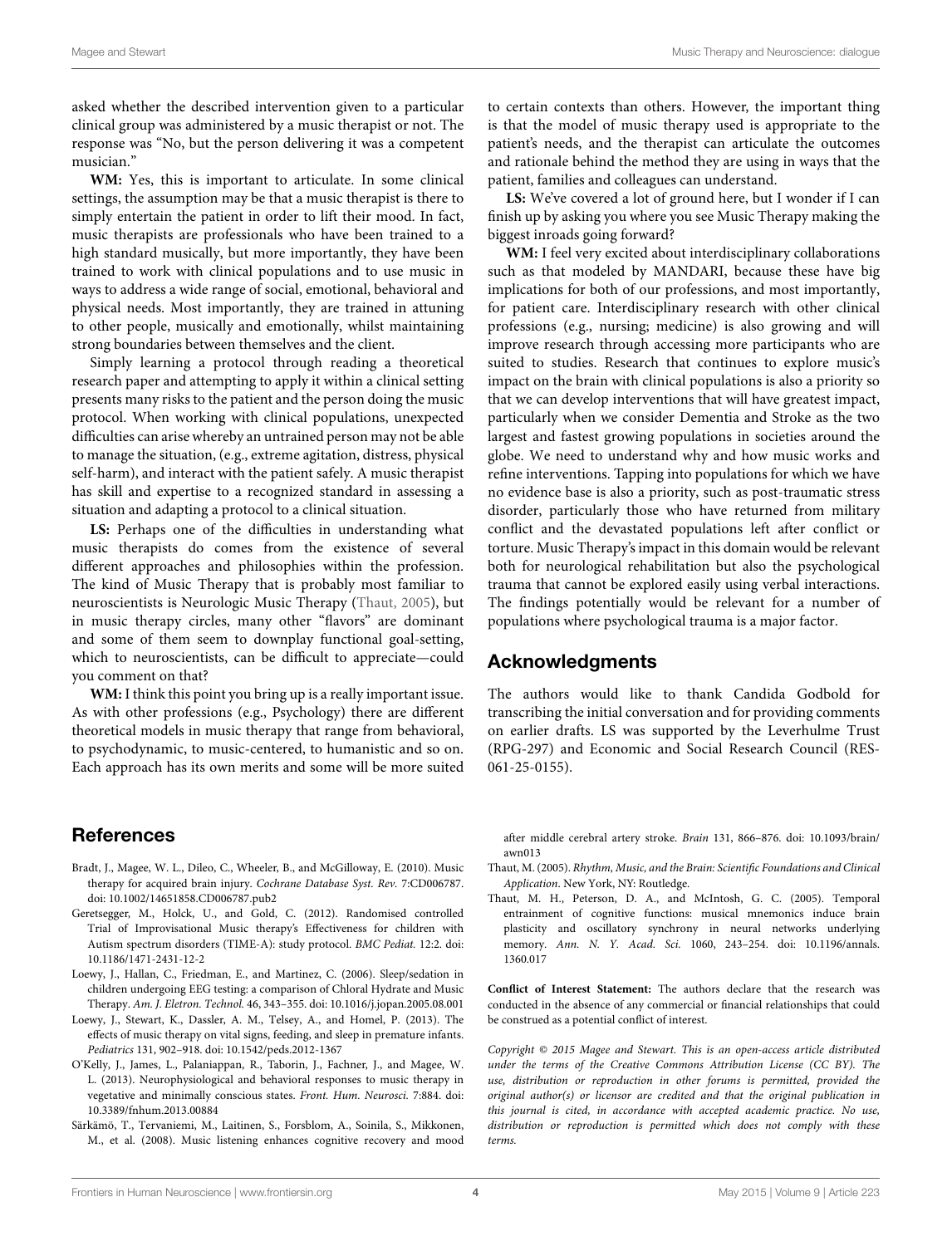asked whether the described intervention given to a particular clinical group was administered by a music therapist or not. The response was "No, but the person delivering it was a competent musician."

**WM:** Yes, this is important to articulate. In some clinical settings, the assumption may be that a music therapist is there to simply entertain the patient in order to lift their mood. In fact, music therapists are professionals who have been trained to a high standard musically, but more importantly, they have been trained to work with clinical populations and to use music in ways to address a wide range of social, emotional, behavioral and physical needs. Most importantly, they are trained in attuning to other people, musically and emotionally, whilst maintaining strong boundaries between themselves and the client.

Simply learning a protocol through reading a theoretical research paper and attempting to apply it within a clinical setting presents many risks to the patient and the person doing the music protocol. When working with clinical populations, unexpected difficulties can arise whereby an untrained person may not be able to manage the situation, (e.g., extreme agitation, distress, physical self-harm), and interact with the patient safely. A music therapist has skill and expertise to a recognized standard in assessing a situation and adapting a protocol to a clinical situation.

**LS:** Perhaps one of the difficulties in understanding what music therapists do comes from the existence of several different approaches and philosophies within the profession. The kind of Music Therapy that is probably most familiar to neuroscientists is Neurologic Music Therapy (Thaut, 2005), but in music therapy circles, many other "flavors" are dominant and some of them seem to downplay functional goal-setting, which to neuroscientists, can be difficult to appreciate—could you comment on that?

**WM:** I think this point you bring up is a really important issue. As with other professions (e.g., Psychology) there are different theoretical models in music therapy that range from behavioral, to psychodynamic, to music-centered, to humanistic and so on. Each approach has its own merits and some will be more suited to certain contexts than others. However, the important thing is that the model of music therapy used is appropriate to the patient's needs, and the therapist can articulate the outcomes and rationale behind the method they are using in ways that the patient, families and colleagues can understand.

**LS:** We've covered a lot of ground here, but I wonder if I can finish up by asking you where you see Music Therapy making the biggest inroads going forward?

**WM:** I feel very excited about interdisciplinary collaborations such as that modeled by MANDARI, because these have big implications for both of our professions, and most importantly, for patient care. Interdisciplinary research with other clinical professions (e.g., nursing; medicine) is also growing and will improve research through accessing more participants who are suited to studies. Research that continues to explore music's impact on the brain with clinical populations is also a priority so that we can develop interventions that will have greatest impact, particularly when we consider Dementia and Stroke as the two largest and fastest growing populations in societies around the globe. We need to understand why and how music works and refine interventions. Tapping into populations for which we have no evidence base is also a priority, such as post-traumatic stress disorder, particularly those who have returned from military conflict and the devastated populations left after conflict or torture. Music Therapy's impact in this domain would be relevant both for neurological rehabilitation but also the psychological trauma that cannot be explored easily using verbal interactions. The findings potentially would be relevant for a number of populations where psychological trauma is a major factor.

## Acknowledgments

The authors would like to thank Candida Godbold for transcribing the initial conversation and for providing comments on earlier drafts. LS was supported by the Leverhulme Trust (RPG-297) and Economic and Social Research Council (RES-061-25-0155).

## References

Bradt, J., Magee, W. L., Dileo, C., Wheeler, B., and McGilloway, E. (2010). Music therapy for acquired brain injury. *Cochrane Database Syst. Rev.* 7:CD006787. doi: 10.1002/14651858.CD006787.pub2

Geretsegger, M., Holck, U., and Gold, C. (2012). Randomised controlled Trial of Improvisational Music therapy's Effectiveness for children with Autism spectrum disorders (TIME-A): study protocol. *BMC Pediat.* 12:2. doi: 10.1186/1471-2431-12-2

Loewy, J., Hallan, C., Friedman, E., and Martinez, C. (2006). Sleep/sedation in children undergoing EEG testing: a comparison of Chloral Hydrate and Music Therapy. *Am. J. Eletron. Technol.* 46, 343–355. doi: 10.1016/j.jopan.2005.08.001

Loewy, J., Stewart, K., Dassler, A. M., Telsey, A., and Homel, P. (2013). The effects of music therapy on vital signs, feeding, and sleep in premature infants. *Pediatrics* 131, 902–918. doi: 10.1542/peds.2012-1367

O'Kelly, J., James, L., Palaniappan, R., Taborin, J., Fachner, J., and Magee, W. L. (2013). Neurophysiological and behavioral responses to music therapy in vegetative and minimally conscious states. *Front. Hum. Neurosci.* 7:884. doi: 10.3389/fnhum.2013.00884

Särkämö, T., Tervaniemi, M., Laitinen, S., Forsblom, A., Soinila, S., Mikkonen, M., et al. (2008). Music listening enhances cognitive recovery and mood after middle cerebral artery stroke. *Brain* 131, 866–876. doi: 10.1093/brain/awn013

Thaut, M. (2005). *Rhythm, Music, and the Brain: Scientific Foundations and Clinical Application*. New York, NY: Routledge.

Thaut, M. H., Peterson, D. A., and McIntosh, G. C. (2005). Temporal entrainment of cognitive functions: musical mnemonics induce brain plasticity and oscillatory synchrony in neural networks underlying memory. *Ann. N. Y. Acad. Sci.* 1060, 243–254. doi: 10.1196/annals.1360.017

**Conflict of Interest Statement:** The authors declare that the research was conducted in the absence of any commercial or financial relationships that could be construed as a potential conflict of interest.

*Copyright © 2015 Magee and Stewart. This is an open-access article distributed under the terms of the Creative Commons Attribution License (CC BY). The use, distribution or reproduction in other forums is permitted, provided the original author(s) or licensor are credited and that the original publication in this journal is cited, in accordance with accepted academic practice. No use, distribution or reproduction is permitted which does not comply with these terms.*